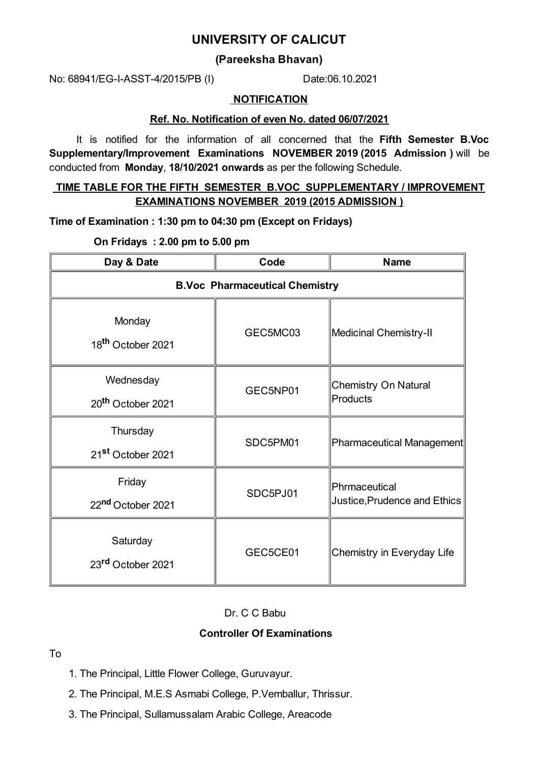# UNIVERSITY OF CALICUT

## (Pareeksha Bhavan)

No: 68941/EG-I-ASST-4/2015/PB (I) Date:06.10.2021

### NOTIFICATION

**Ref. No. Notification of even No. dated 06/07/2021**

It is notified for the information of all concerned that the **Fifth Semester B.Voc Supplementary/Improvement Examinations NOVEMBER 2019 (2015 Admission )** will be conducted from **Monday**, **18/10/2021 onwards** as per the following Schedule.

**TIME TABLE FOR THE FIFTH SEMESTER B.VOC SUPPLEMENTARY / IMPROVEMENT EXAMINATIONS NOVEMBER 2019 (2015 ADMISSION )**

**Time of Examination : 1:30 pm to 04:30 pm (Except on Fridays)**

**On Fridays : 2.00 pm to 5.00 pm**

| Day & Date | Code | Name |
|---|---|---|
| **B.Voc Pharmaceutical Chemistry** | | |
| Monday 18th October 2021 | GEC5MC03 | Medicinal Chemistry-II |
| Wednesday 20th October 2021 | GEC5NP01 | Chemistry On Natural Products |
| Thursday 21st October 2021 | SDC5PM01 | Pharmaceutical Management |
| Friday 22nd October 2021 | SDC5PJ01 | Phrmaceutical Justice,Prudence and Ethics |
| Saturday 23rd October 2021 | GEC5CE01 | Chemistry in Everyday Life |

Dr. C C Babu

**Controller Of Examinations**

To

1. The Principal, Little Flower College, Guruvayur.
2. The Principal, M.E.S Asmabi College, P.Vemballur, Thrissur.
3. The Principal, Sullamussalam Arabic College, Areacode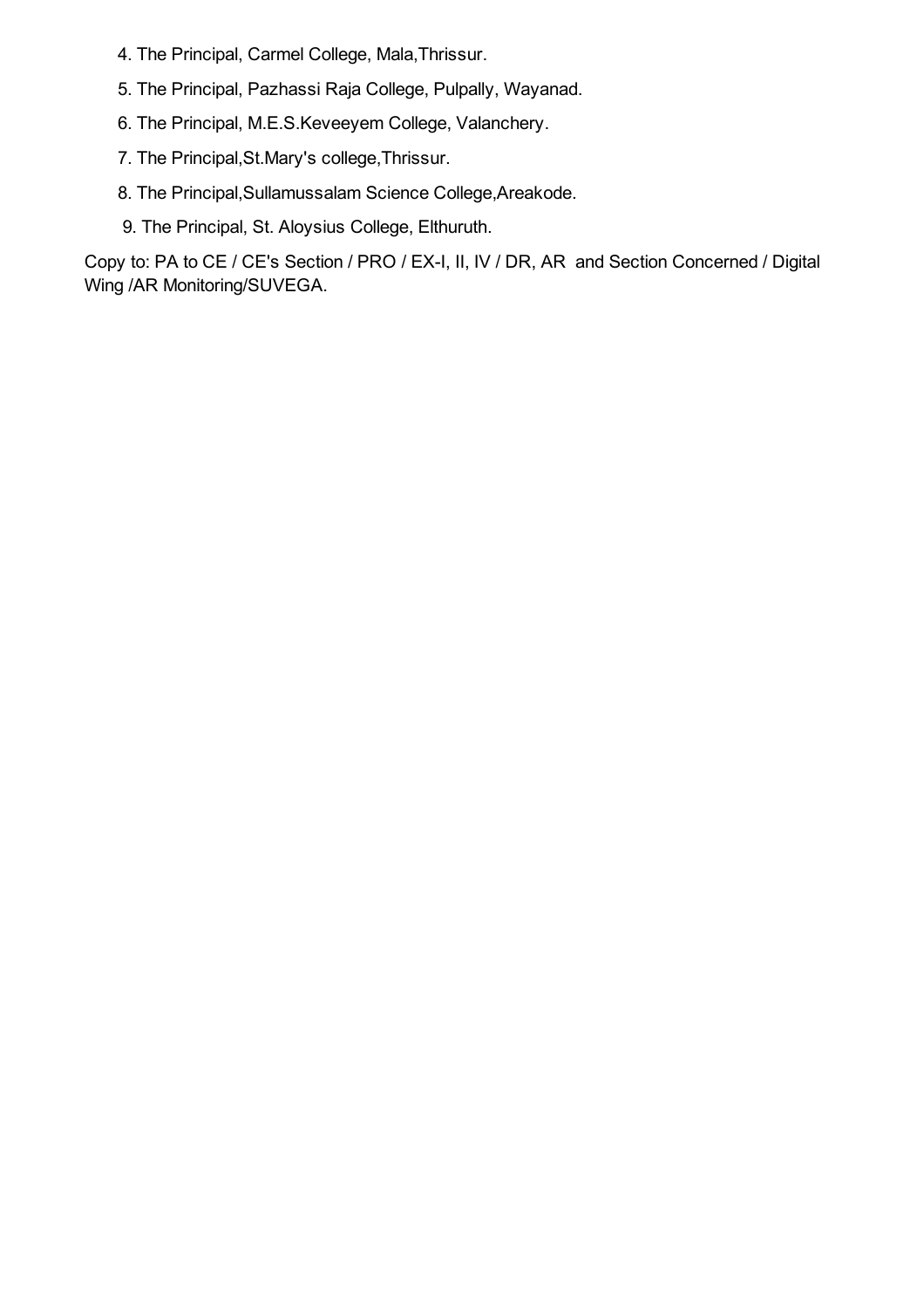4. The Principal, Carmel College, Mala,Thrissur.
5. The Principal, Pazhassi Raja College, Pulpally, Wayanad.
6. The Principal, M.E.S.Keveeyem College, Valanchery.
7. The Principal,St.Mary's college,Thrissur.
8. The Principal,Sullamussalam Science College,Areakode.
9. The Principal, St. Aloysius College, Elthuruth.

Copy to: PA to CE / CE's Section / PRO / EX-I, II, IV / DR, AR and Section Concerned / Digital Wing /AR Monitoring/SUVEGA.